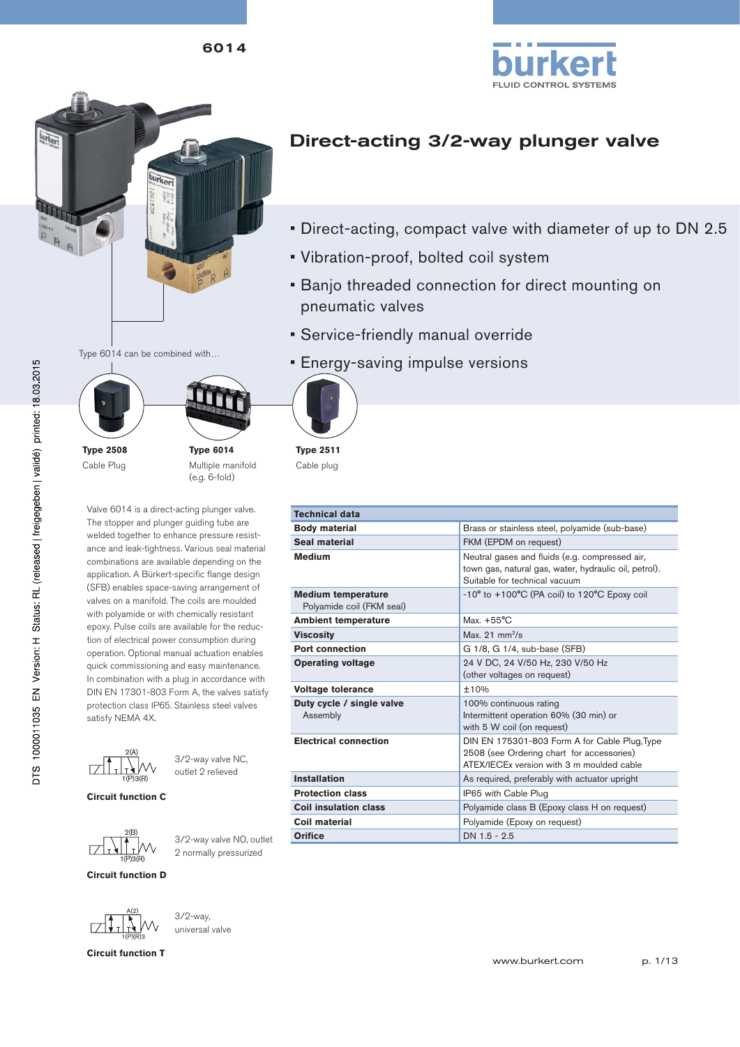6014

# Direct-acting 3/2-way plunger valve

- Direct-acting, compact valve with diameter of up to DN 2.5
- Vibration-proof, bolted coil system
- Banjo threaded connection for direct mounting on pneumatic valves
- Service-friendly manual override
- Energy-saving impulse versions

Type 6014 can be combined with…

**Type 2508**
Cable Plug

**Type 6014**
Multiple manifold (e.g. 6-fold)

**Type 2511**
Cable plug

Valve 6014 is a direct-acting plunger valve. The stopper and plunger guiding tube are welded together to enhance pressure resistance and leak-tightness. Various seal material combinations are available depending on the application. A Bürkert-specific flange design (SFB) enables space-saving arrangement of valves on a manifold. The coils are moulded with polyamide or with chemically resistant epoxy. Pulse coils are available for the reduction of electrical power consumption during operation. Optional manual actuation enables quick commissioning and easy maintenance. In combination with a plug in accordance with DIN EN 17301-803 Form A, the valves satisfy protection class IP65. Stainless steel valves satisfy NEMA 4X.

3/2-way valve NC, outlet 2 relieved

**Circuit function C**

3/2-way valve NO, outlet 2 normally pressurized

**Circuit function D**

3/2-way, universal valve

**Circuit function T**

| Technical data | |
|---|---|
| **Body material** | Brass or stainless steel, polyamide (sub-base) |
| **Seal material** | FKM (EPDM on request) |
| **Medium** | Neutral gases and fluids (e.g. compressed air, town gas, natural gas, water, hydraulic oil, petrol). Suitable for technical vacuum |
| **Medium temperature** Polyamide coil (FKM seal) | -10° to +100°C (PA coil) to 120°C Epoxy coil |
| **Ambient temperature** | Max. +55°C |
| **Viscosity** | Max. 21 mm²/s |
| **Port connection** | G 1/8, G 1/4, sub-base (SFB) |
| **Operating voltage** | 24 V DC, 24 V/50 Hz, 230 V/50 Hz (other voltages on request) |
| **Voltage tolerance** | ±10% |
| **Duty cycle / single valve** Assembly | 100% continuous rating Intermittent operation 60% (30 min) or with 5 W coil (on request) |
| **Electrical connection** | DIN EN 175301-803 Form A for Cable Plug,Type 2508 (see Ordering chart for accessories) ATEX/IECEx version with 3 m moulded cable |
| **Installation** | As required, preferably with actuator upright |
| **Protection class** | IP65 with Cable Plug |
| **Coil insulation class** | Polyamide class B (Epoxy class H on request) |
| **Coil material** | Polyamide (Epoxy on request) |
| **Orifice** | DN 1.5 - 2.5 |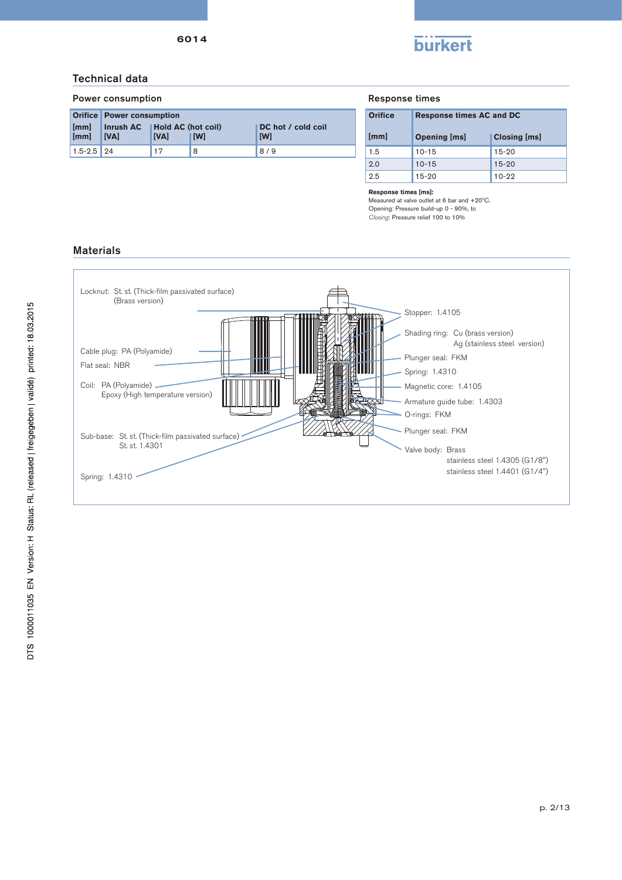## Technical data

### Power consumption

| Orifice | Power consumption | | | |
|---|---|---|---|---|
| [mm] [mm] | Inrush AC [VA] | Hold AC (hot coil) [VA] | [W] | DC hot / cold coil [W] |
| 1.5-2.5 | 24 | 17 | 8 | 8 / 9 |

### Response times

| Orifice | Response times AC and DC | |
|---|---|---|
| [mm] | Opening [ms] | Closing [ms] |
| 1.5 | 10-15 | 15-20 |
| 2.0 | 10-15 | 15-20 |
| 2.5 | 15-20 | 10-22 |

**Response times [ms]:**
Measured at valve outlet at 6 bar and +20°C.
Opening: Pressure build-up 0 - 90%, to
*Closing*: Pressure relief 100 to 10%

## Materials

Locknut: St. st. (Thick-film passivated surface)
(Brass version)

Cable plug: PA (Polyamide)

Flat seal: NBR

Coil: PA (Polyamide)
Epoxy (High temperature version)

Sub-base: St. st. (Thick-film passivated surface)
St. st. 1.4301

Spring: 1.4310

Stopper: 1.4105

Shading ring: Cu (brass version)
Ag (stainless steel version)

Plunger seal: FKM

Spring: 1.4310

Magnetic core: 1.4105

Armature guide tube: 1.4303

O-rings: FKM

Plunger seal: FKM

Valve body: Brass
stainless steel 1.4305 (G1/8")
stainless steel 1.4401 (G1/4")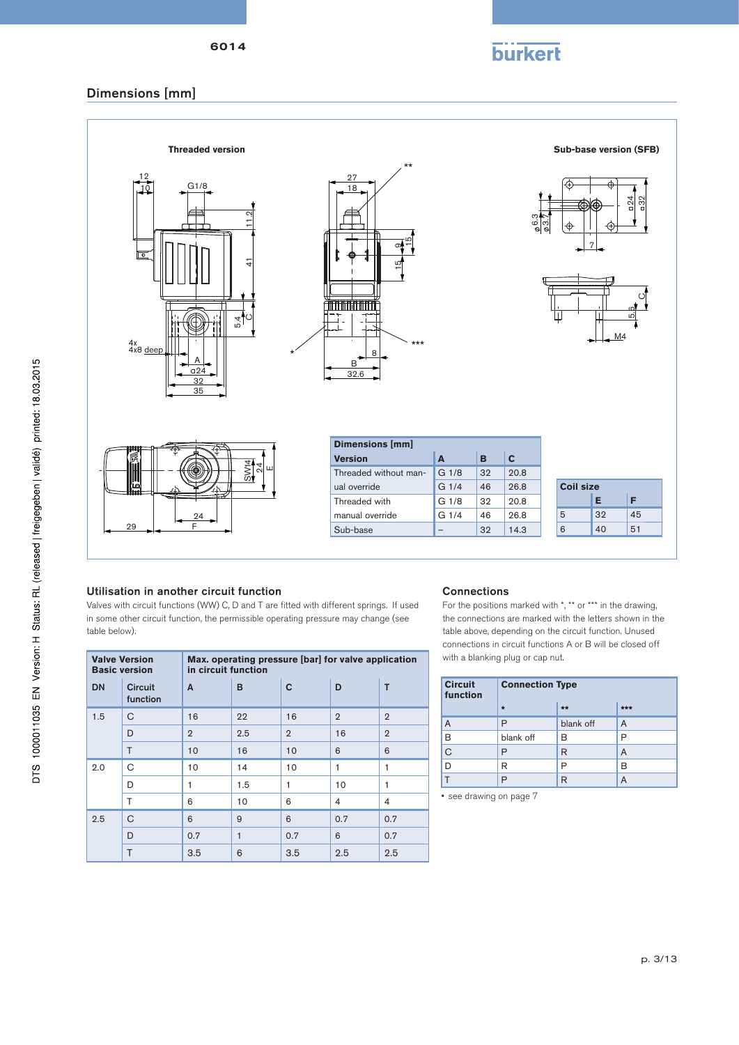## Dimensions [mm]

**Threaded version**

**Sub-base version (SFB)**

| Dimensions [mm] | | | |
|---|---|---|---|
| Version | A | B | C |
| Threaded without manual override | G 1/8 | 32 | 20.8 |
| | G 1/4 | 46 | 26.8 |
| Threaded with manual override | G 1/8 | 32 | 20.8 |
| | G 1/4 | 46 | 26.8 |
| Sub-base | – | 32 | 14.3 |

| Coil size | E | F |
|---|---|---|
| 5 | 32 | 45 |
| 6 | 40 | 51 |

### Utilisation in another circuit function

Valves with circuit functions (WW) C, D and T are fitted with different springs. If used in some other circuit function, the permissible operating pressure may change (see table below).

| Valve Version Basic version | | Max. operating pressure [bar] for valve application in circuit function | | | | |
|---|---|---|---|---|---|---|
| DN | Circuit function | A | B | C | D | T |
| 1.5 | C | 16 | 22 | 16 | 2 | 2 |
| | D | 2 | 2.5 | 2 | 16 | 2 |
| | T | 10 | 16 | 10 | 6 | 6 |
| 2.0 | C | 10 | 14 | 10 | 1 | 1 |
| | D | 1 | 1.5 | 1 | 10 | 1 |
| | T | 6 | 10 | 6 | 4 | 4 |
| 2.5 | C | 6 | 9 | 6 | 0.7 | 0.7 |
| | D | 0.7 | 1 | 0.7 | 6 | 0.7 |
| | T | 3.5 | 6 | 3.5 | 2.5 | 2.5 |

### Connections

For the positions marked with *, ** or *** in the drawing, the connections are marked with the letters shown in the table above, depending on the circuit function. Unused connections in circuit functions A or B will be closed off with a blanking plug or cap nut.

| Circuit function | Connection Type | | |
|---|---|---|---|
| | * | ** | *** |
| A | P | blank off | A |
| B | blank off | B | P |
| C | P | R | A |
| D | R | P | B |
| T | P | R | A |

• see drawing on page 7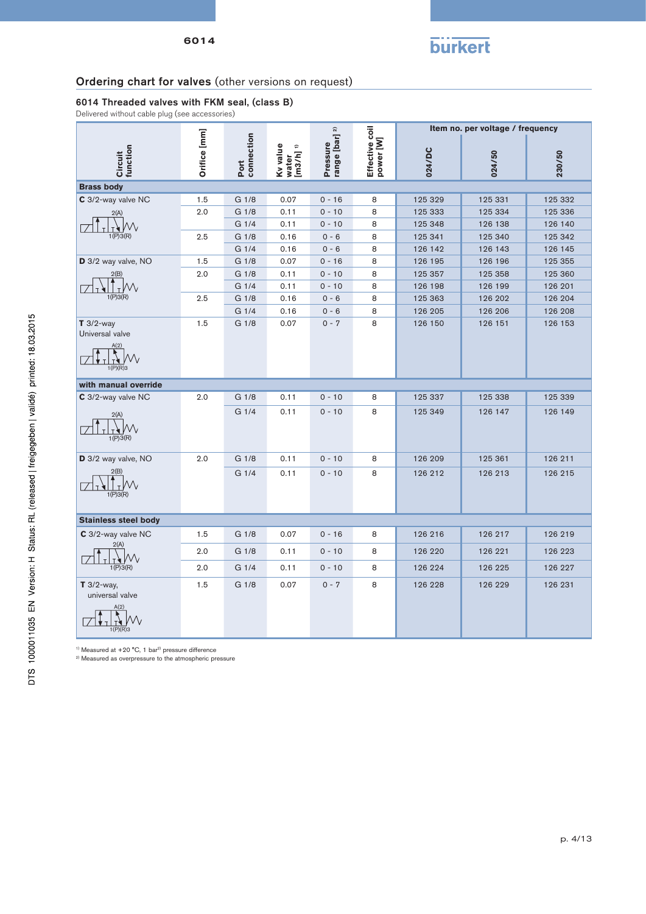## Ordering chart for valves (other versions on request)

### 6014 Threaded valves with FKM seal, (class B)

Delivered without cable plug (see accessories)

| Circuit function | Orifice [mm] | Port connection | Kv value water [m3/h] [1] | Pressure range [bar] [2] | Effective coil power [W] | Item no. per voltage / frequency | | |
|---|---|---|---|---|---|---|---|---|
| | | | | | | 024/DC | 024/50 | 230/50 |
| **Brass body** | | | | | | | | |
| **C** 3/2-way valve NC | 1.5 | G 1/8 | 0.07 | 0 - 16 | 8 | 125 329 | 125 331 | 125 332 |
| | 2.0 | G 1/8 | 0.11 | 0 - 10 | 8 | 125 333 | 125 334 | 125 336 |
| | | G 1/4 | 0.11 | 0 - 10 | 8 | 125 348 | 126 138 | 126 140 |
| | 2.5 | G 1/8 | 0.16 | 0 - 6 | 8 | 125 341 | 125 340 | 125 342 |
| | | G 1/4 | 0.16 | 0 - 6 | 8 | 126 142 | 126 143 | 126 145 |
| **D** 3/2 way valve, NO | 1.5 | G 1/8 | 0.07 | 0 - 16 | 8 | 126 195 | 126 196 | 125 355 |
| | 2.0 | G 1/8 | 0.11 | 0 - 10 | 8 | 125 357 | 125 358 | 125 360 |
| | | G 1/4 | 0.11 | 0 - 10 | 8 | 126 198 | 126 199 | 126 201 |
| | 2.5 | G 1/8 | 0.16 | 0 - 6 | 8 | 125 363 | 126 202 | 126 204 |
| | | G 1/4 | 0.16 | 0 - 6 | 8 | 126 205 | 126 206 | 126 208 |
| **T** 3/2-way Universal valve | 1.5 | G 1/8 | 0.07 | 0 - 7 | 8 | 126 150 | 126 151 | 126 153 |
| **with manual override** | | | | | | | | |
| **C** 3/2-way valve NC | 2.0 | G 1/8 | 0.11 | 0 - 10 | 8 | 125 337 | 125 338 | 125 339 |
| | | G 1/4 | 0.11 | 0 - 10 | 8 | 125 349 | 126 147 | 126 149 |
| **D** 3/2 way valve, NO | 2.0 | G 1/8 | 0.11 | 0 - 10 | 8 | 126 209 | 125 361 | 126 211 |
| | | G 1/4 | 0.11 | 0 - 10 | 8 | 126 212 | 126 213 | 126 215 |
| **Stainless steel body** | | | | | | | | |
| **C** 3/2-way valve NC | 1.5 | G 1/8 | 0.07 | 0 - 16 | 8 | 126 216 | 126 217 | 126 219 |
| | 2.0 | G 1/8 | 0.11 | 0 - 10 | 8 | 126 220 | 126 221 | 126 223 |
| | 2.0 | G 1/4 | 0.11 | 0 - 10 | 8 | 126 224 | 126 225 | 126 227 |
| **T** 3/2-way, universal valve | 1.5 | G 1/8 | 0.07 | 0 - 7 | 8 | 126 228 | 126 229 | 126 231 |

[1] Measured at +20 °C, 1 bar[2] pressure difference

[2] Measured as overpressure to the atmospheric pressure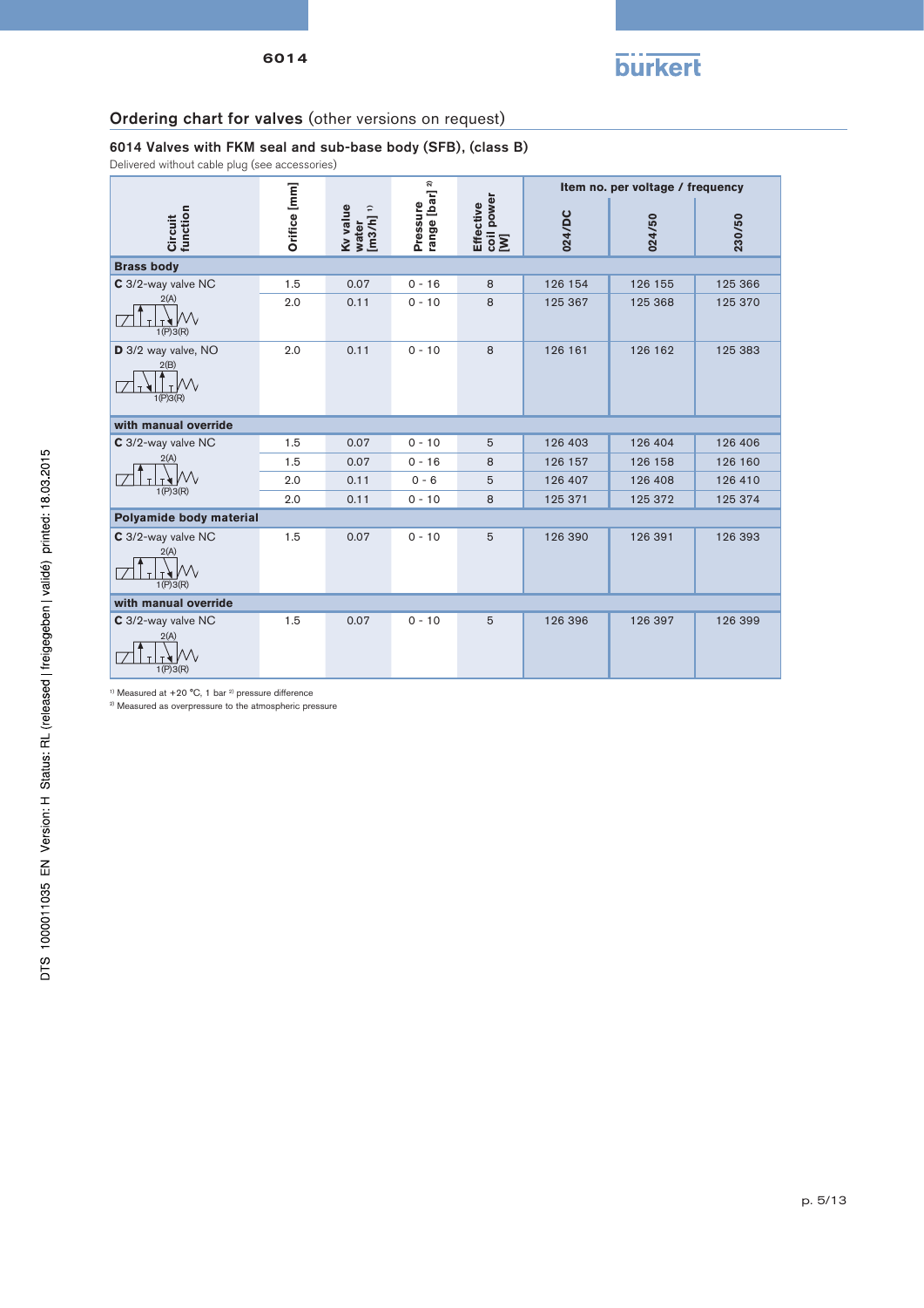## Ordering chart for valves (other versions on request)

### 6014 Valves with FKM seal and sub-base body (SFB), (class B)

Delivered without cable plug (see accessories)

| Circuit function | Orifice [mm] | Kv value water [m3/h] [1] | Pressure range [bar] [2] | Effective coil power [W] | Item no. per voltage / frequency | | |
|---|---|---|---|---|---|---|---|
| | | | | | 024/DC | 024/50 | 230/50 |
| **Brass body** | | | | | | | |
| **C** 3/2-way valve NC | 1.5 | 0.07 | 0 - 16 | 8 | 126 154 | 126 155 | 125 366 |
| | 2.0 | 0.11 | 0 - 10 | 8 | 125 367 | 125 368 | 125 370 |
| **D** 3/2 way valve, NO | 2.0 | 0.11 | 0 - 10 | 8 | 126 161 | 126 162 | 125 383 |
| **with manual override** | | | | | | | |
| **C** 3/2-way valve NC | 1.5 | 0.07 | 0 - 10 | 5 | 126 403 | 126 404 | 126 406 |
| | 1.5 | 0.07 | 0 - 16 | 8 | 126 157 | 126 158 | 126 160 |
| | 2.0 | 0.11 | 0 - 6 | 5 | 126 407 | 126 408 | 126 410 |
| | 2.0 | 0.11 | 0 - 10 | 8 | 125 371 | 125 372 | 125 374 |
| **Polyamide body material** | | | | | | | |
| **C** 3/2-way valve NC | 1.5 | 0.07 | 0 - 10 | 5 | 126 390 | 126 391 | 126 393 |
| **with manual override** | | | | | | | |
| **C** 3/2-way valve NC | 1.5 | 0.07 | 0 - 10 | 5 | 126 396 | 126 397 | 126 399 |

[1] Measured at +20 °C, 1 bar [2] pressure difference

[2] Measured as overpressure to the atmospheric pressure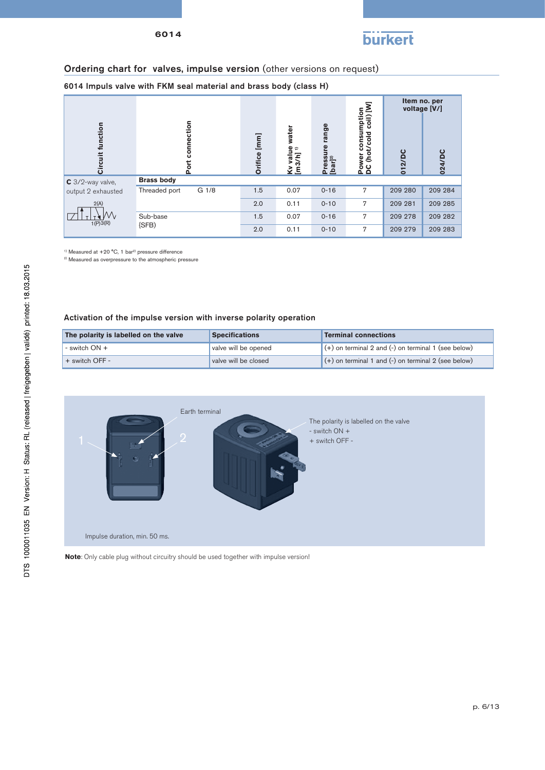## Ordering chart for valves, impulse version (other versions on request)

### 6014 Impuls valve with FKM seal material and brass body (class H)

| Circuit function | Port connection | | Orifice [mm] | Kv value water [m3/h] [1] | Pressure range [bar][2] | Power consumption DC (hot/cold coil) [W] | Item no. per voltage [V/] | |
|---|---|---|---|---|---|---|---|---|
| | | | | | | | 012/DC | 024/DC |
| **C** 3/2-way valve, output 2 exhausted | **Brass body** | | | | | | | |
| | Threaded port | G 1/8 | 1.5 | 0.07 | 0-16 | 7 | 209 280 | 209 284 |
| | | | 2.0 | 0.11 | 0-10 | 7 | 209 281 | 209 285 |
| | Sub-base (SFB) | | 1.5 | 0.07 | 0-16 | 7 | 209 278 | 209 282 |
| | | | 2.0 | 0.11 | 0-10 | 7 | 209 279 | 209 283 |

[1] Measured at +20 °C, 1 bar[2] pressure difference
[2] Measured as overpressure to the atmospheric pressure

### Activation of the impulse version with inverse polarity operation

| The polarity is labelled on the valve | Specifications | Terminal connections |
|---|---|---|
| - switch ON + | valve will be opened | (+) on terminal 2 and (-) on terminal 1 (see below) |
| + switch OFF - | valve will be closed | (+) on terminal 1 and (-) on terminal 2 (see below) |

Earth terminal

1 2

The polarity is labelled on the valve
- switch ON +
+ switch OFF -

Impulse duration, min. 50 ms.

**Note**: Only cable plug without circuitry should be used together with impulse version!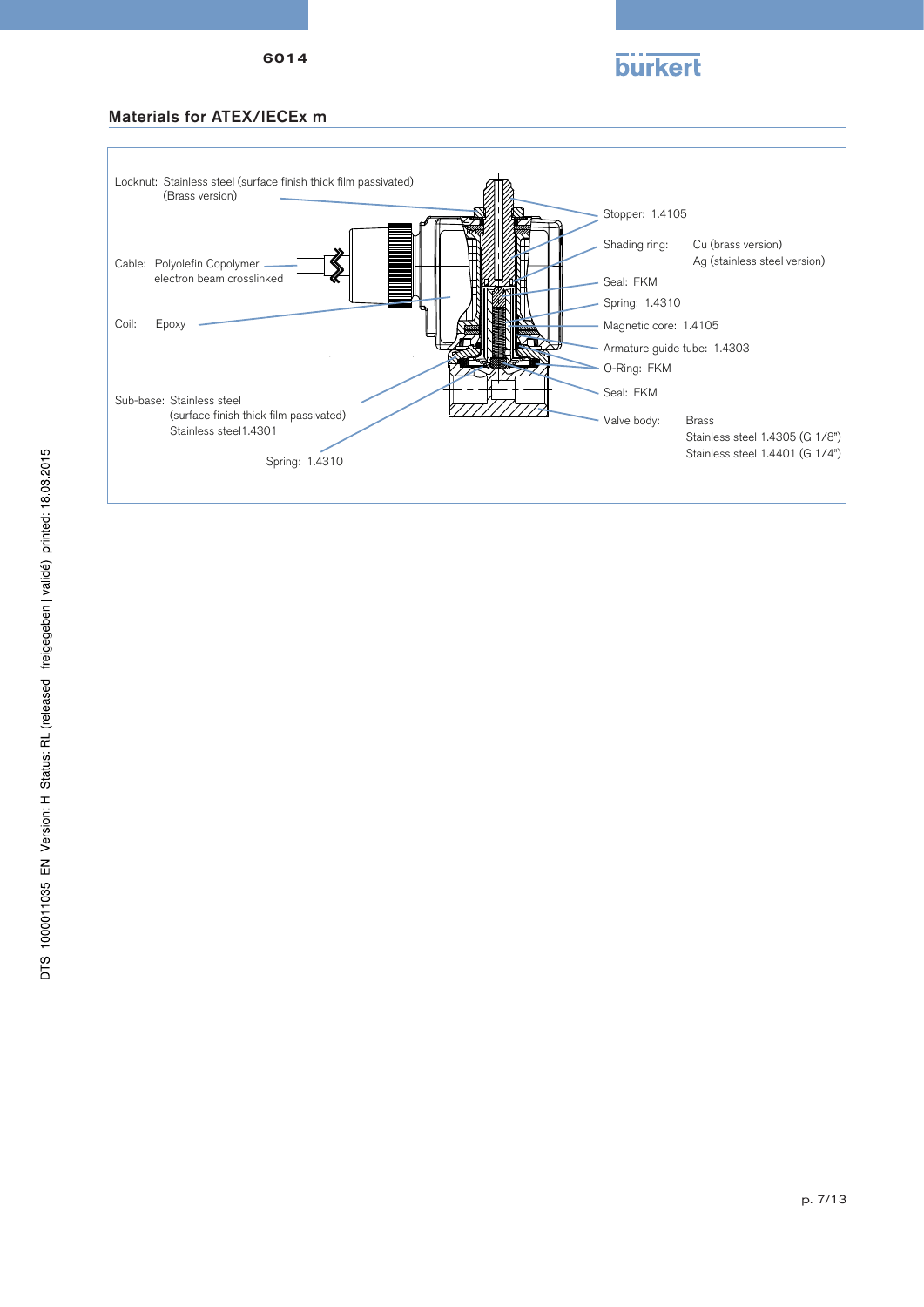## Materials for ATEX/IECEx m

Locknut: Stainless steel (surface finish thick film passivated) (Brass version)

Cable: Polyolefin Copolymer electron beam crosslinked

Coil: Epoxy

Sub-base: Stainless steel (surface finish thick film passivated) Stainless steel1.4301

Spring: 1.4310

Stopper: 1.4105

Shading ring: Cu (brass version) Ag (stainless steel version)

Seal: FKM

Spring: 1.4310

Magnetic core: 1.4105

Armature guide tube: 1.4303

O-Ring: FKM

Seal: FKM

Valve body: Brass
Stainless steel 1.4305 (G 1/8")
Stainless steel 1.4401 (G 1/4")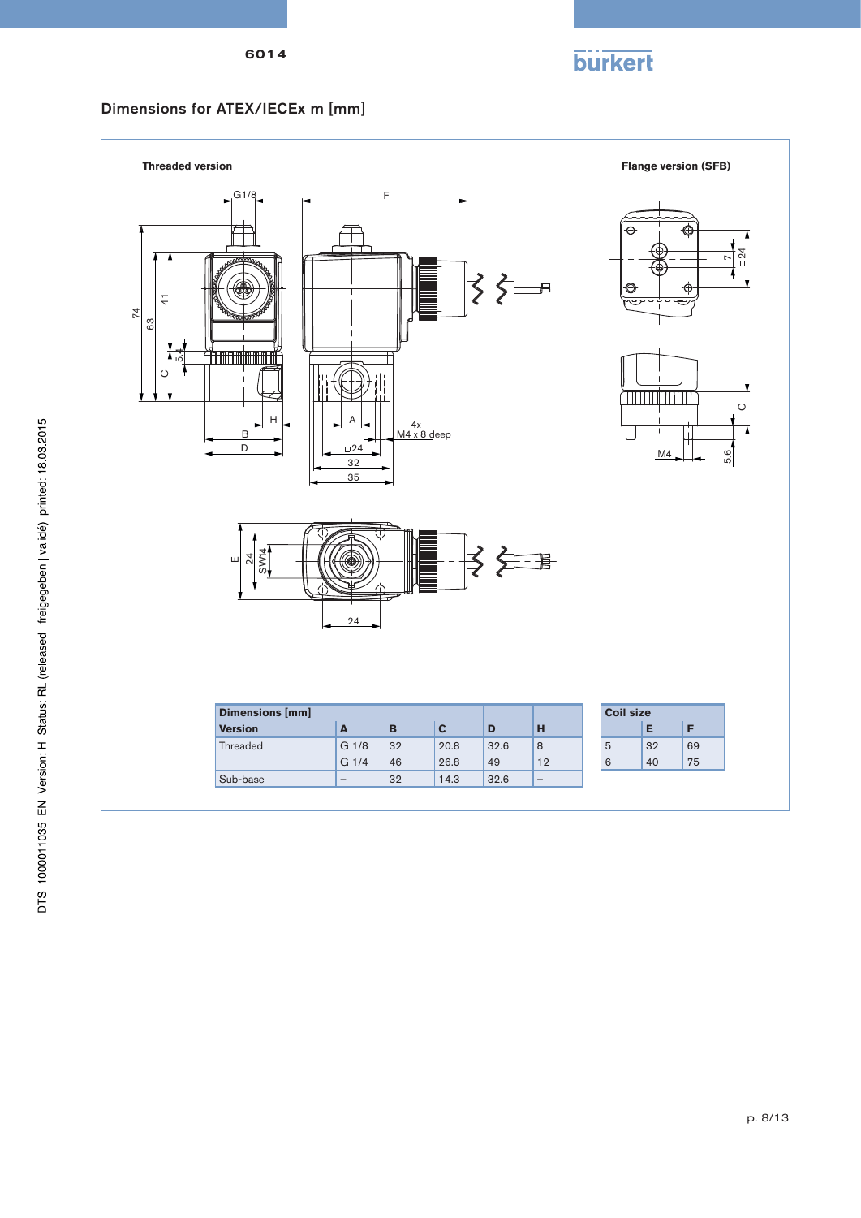## Dimensions for ATEX/IECEx m [mm]

**Threaded version**

**Flange version (SFB)**

| Dimensions [mm] | | | | | |
|---|---|---|---|---|---|
| **Version** | **A** | **B** | **C** | **D** | **H** |
| Threaded | G 1/8 | 32 | 20.8 | 32.6 | 8 |
| | G 1/4 | 46 | 26.8 | 49 | 12 |
| Sub-base | – | 32 | 14.3 | 32.6 | – |

| Coil size | | |
|---|---|---|
| | **E** | **F** |
| 5 | 32 | 69 |
| 6 | 40 | 75 |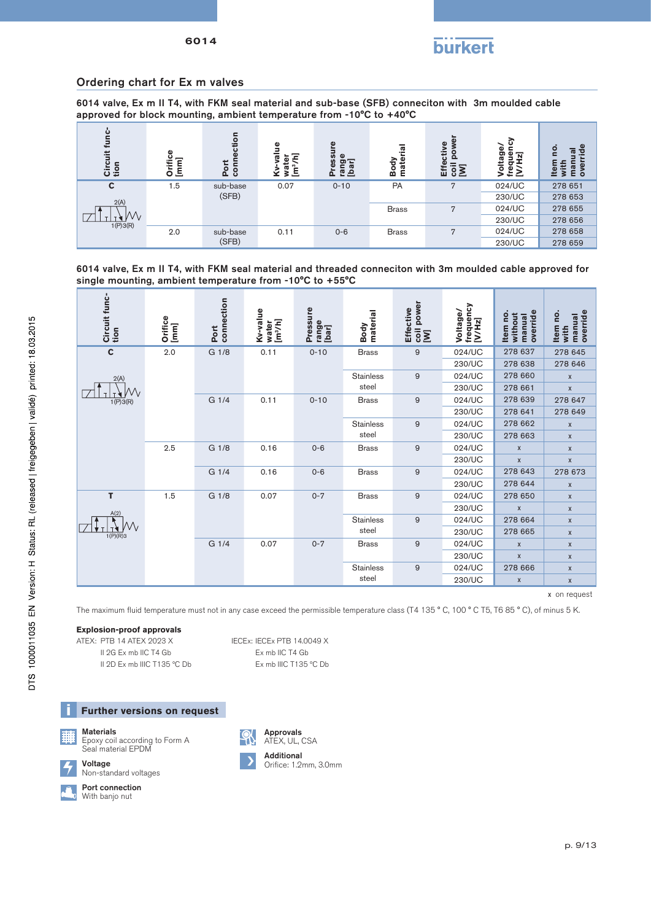## Ordering chart for Ex m valves

**6014 valve, Ex m II T4, with FKM seal material and sub-base (SFB) conneciton with 3m moulded cable approved for block mounting, ambient temperature from -10°C to +40°C**

| Circuit function | Orifice [mm] | Port connection | Kv-value water [m³/h] | Pressure range [bar] | Body material | Effective coil power [W] | Voltage/ frequency [V/Hz] | Item no. with manual override |
|---|---|---|---|---|---|---|---|---|
| C | 1.5 | sub-base (SFB) | 0.07 | 0-10 | PA | 7 | 024/UC | 278 651 |
| | | | | | | | 230/UC | 278 653 |
| | | | | | Brass | 7 | 024/UC | 278 655 |
| | | | | | | | 230/UC | 278 656 |
| | 2.0 | sub-base (SFB) | 0.11 | 0-6 | Brass | 7 | 024/UC | 278 658 |
| | | | | | | | 230/UC | 278 659 |

**6014 valve, Ex m II T4, with FKM seal material and threaded conneciton with 3m moulded cable approved for single mounting, ambient temperature from -10°C to +55°C**

| Circuit function | Orifice [mm] | Port connection | Kv-value water [m³/h] | Pressure range [bar] | Body material | Effective coil power [W] | Voltage/ frequency [V/Hz] | Item no. without manual override | Item no. with manual override |
|---|---|---|---|---|---|---|---|---|---|
| C | 2.0 | G 1/8 | 0.11 | 0-10 | Brass | 9 | 024/UC | 278 637 | 278 645 |
| | | | | | | | 230/UC | 278 638 | 278 646 |
| | | | | | Stainless steel | 9 | 024/UC | 278 660 | x |
| | | | | | | | 230/UC | 278 661 | x |
| | | G 1/4 | 0.11 | 0-10 | Brass | 9 | 024/UC | 278 639 | 278 647 |
| | | | | | | | 230/UC | 278 641 | 278 649 |
| | | | | | Stainless steel | 9 | 024/UC | 278 662 | x |
| | | | | | | | 230/UC | 278 663 | x |
| | 2.5 | G 1/8 | 0.16 | 0-6 | Brass | 9 | 024/UC | x | x |
| | | | | | | | 230/UC | x | x |
| | | G 1/4 | 0.16 | 0-6 | Brass | 9 | 024/UC | 278 643 | 278 673 |
| | | | | | | | 230/UC | 278 644 | x |
| T | 1.5 | G 1/8 | 0.07 | 0-7 | Brass | 9 | 024/UC | 278 650 | x |
| | | | | | | | 230/UC | x | x |
| | | | | | Stainless steel | 9 | 024/UC | 278 664 | x |
| | | | | | | | 230/UC | 278 665 | x |
| | | G 1/4 | 0.07 | 0-7 | Brass | 9 | 024/UC | x | x |
| | | | | | | | 230/UC | x | x |
| | | | | | Stainless steel | 9 | 024/UC | 278 666 | x |
| | | | | | | | 230/UC | x | x |

x on request

The maximum fluid temperature must not in any case exceed the permissible temperature class (T4 135 ° C, 100 ° C T5, T6 85 ° C), of minus 5 K.

**Explosion-proof approvals**

ATEX: PTB 14 ATEX 2023 X
II 2G Ex mb IIC T4 Gb
II 2D Ex mb IIIC T135 °C Db

IECEx: IECEx PTB 14.0049 X
Ex mb IIC T4 Gb
Ex mb IIIC T135 °C Db

### Further versions on request

**Materials**
Epoxy coil according to Form A
Seal material EPDM

**Voltage**
Non-standard voltages

**Port connection**
With banjo nut

**Approvals**
ATEX, UL, CSA

**Additional**
Orifice: 1.2mm, 3.0mm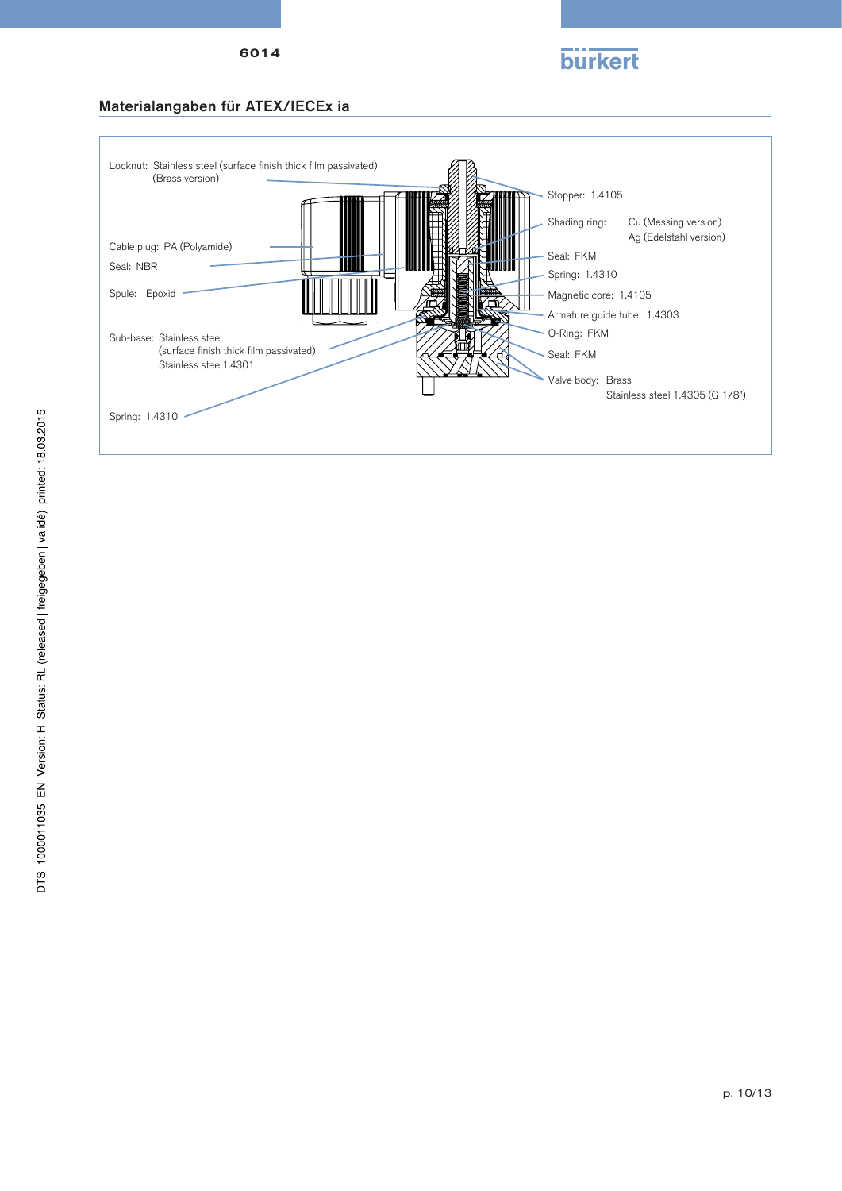## Materialangaben für ATEX/IECEx ia

Locknut: Stainless steel (surface finish thick film passivated)
(Brass version)

Cable plug: PA (Polyamide)

Seal: NBR

Spule: Epoxid

Sub-base: Stainless steel
(surface finish thick film passivated)
Stainless steel1.4301

Spring: 1.4310

Stopper: 1.4105

Shading ring: Cu (Messing version)
Ag (Edelstahl version)

Seal: FKM

Spring: 1.4310

Magnetic core: 1.4105

Armature guide tube: 1.4303

O-Ring: FKM

Seal: FKM

Valve body: Brass
Stainless steel 1.4305 (G 1/8")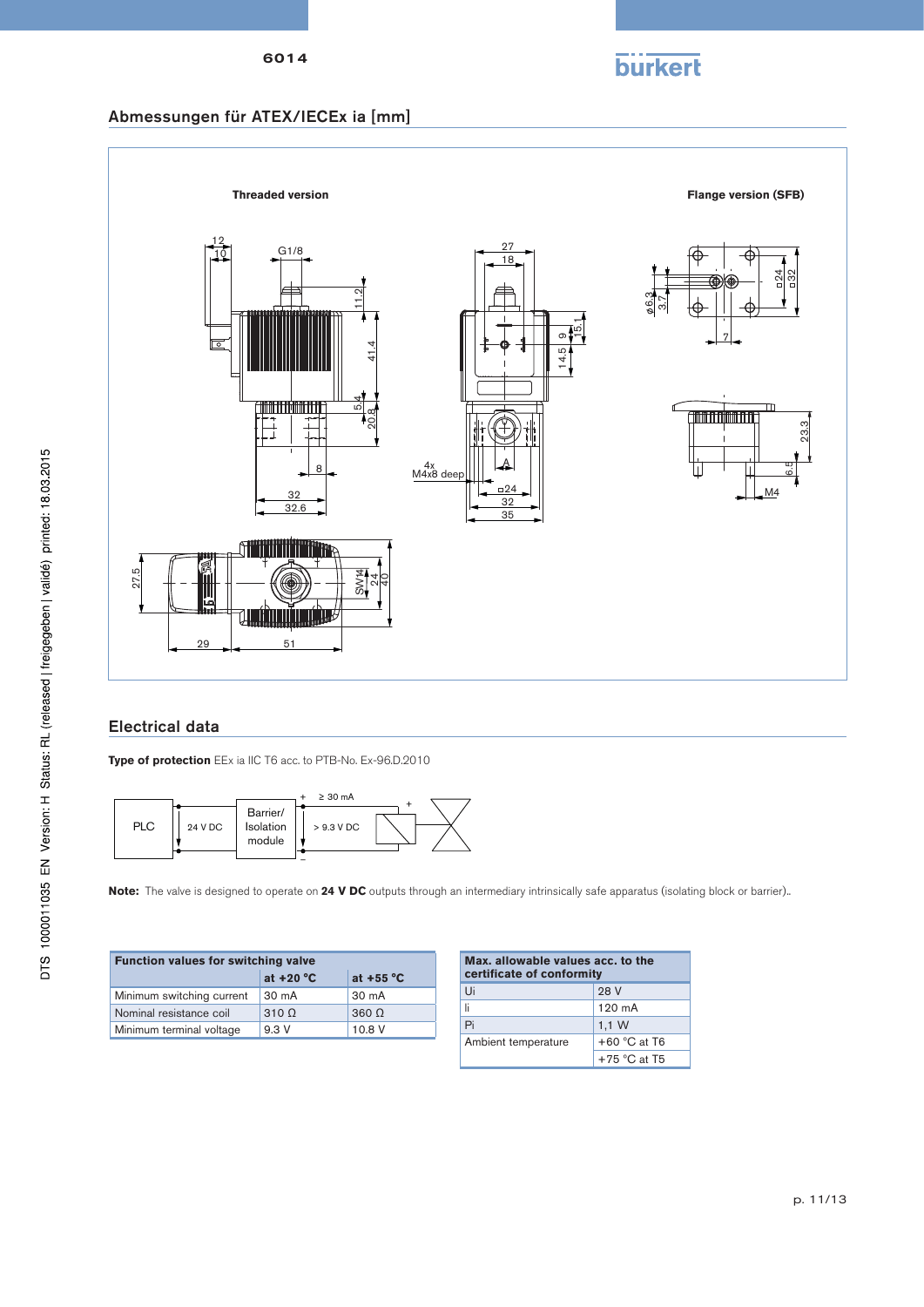## Abmessungen für ATEX/IECEx ia [mm]

Threaded version

Flange version (SFB)

## Electrical data

**Type of protection** EEx ia IIC T6 acc. to PTB-No. Ex-96.D.2010

PLC — 24 V DC — Barrier/ Isolation module — ≥ 30 mA, > 9.3 V DC

**Note:** The valve is designed to operate on **24 V DC** outputs through an intermediary intrinsically safe apparatus (isolating block or barrier)..

| Function values for switching valve | at +20 °C | at +55 °C |
|---|---|---|
| Minimum switching current | 30 mA | 30 mA |
| Nominal resistance coil | 310 Ω | 360 Ω |
| Minimum terminal voltage | 9.3 V | 10.8 V |

| Max. allowable values acc. to the certificate of conformity | |
|---|---|
| Ui | 28 V |
| Ii | 120 mA |
| Pi | 1,1 W |
| Ambient temperature | +60 °C at T6 |
| | +75 °C at T5 |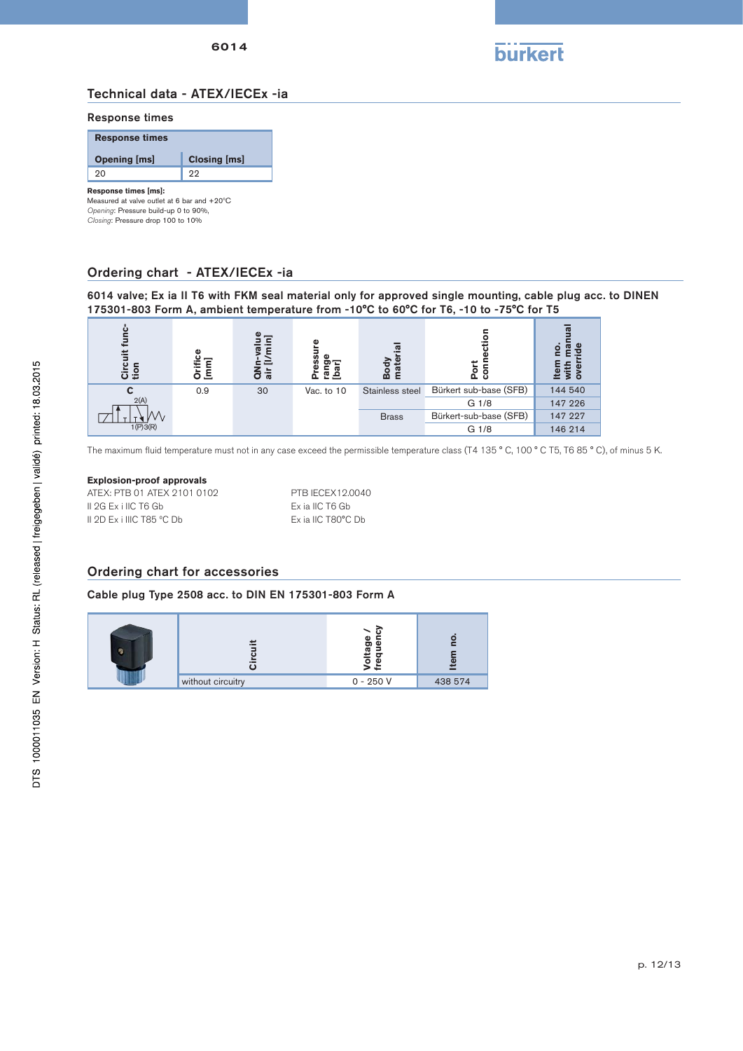## Technical data - ATEX/IECEx -ia

### Response times

| Response times | |
|---|---|
| **Opening [ms]** | **Closing [ms]** |
| 20 | 22 |

**Response times [ms]:**
Measured at valve outlet at 6 bar and +20°C
*Opening*: Pressure build-up 0 to 90%,
*Closing*: Pressure drop 100 to 10%

## Ordering chart - ATEX/IECEx -ia

**6014 valve; Ex ia II T6 with FKM seal material only for approved single mounting, cable plug acc. to DINEN 175301-803 Form A, ambient temperature from -10°C to 60°C for T6, -10 to -75°C for T5**

| Circuit function | Orifice [mm] | QNn-value air [l/min] | Pressure range [bar] | Body material | Port connection | Item no. with manual override |
|---|---|---|---|---|---|---|
| C | 0.9 | 30 | Vac. to 10 | Stainless steel | Bürkert sub-base (SFB) | 144 540 |
| | | | | | G 1/8 | 147 226 |
| | | | | Brass | Bürkert-sub-base (SFB) | 147 227 |
| | | | | | G 1/8 | 146 214 |

The maximum fluid temperature must not in any case exceed the permissible temperature class (T4 135 ° C, 100 ° C T5, T6 85 ° C), of minus 5 K.

**Explosion-proof approvals**

ATEX: PTB 01 ATEX 2101 0102
II 2G Ex i IIC T6 Gb
II 2D Ex i IIIC T85 °C Db

PTB IECEX12.0040
Ex ia IIC T6 Gb
Ex ia IIC T80°C Db

## Ordering chart for accessories

**Cable plug Type 2508 acc. to DIN EN 175301-803 Form A**

| | Circuit | Voltage / frequency | Item no. |
|---|---|---|---|
| | without circuitry | 0 - 250 V | 438 574 |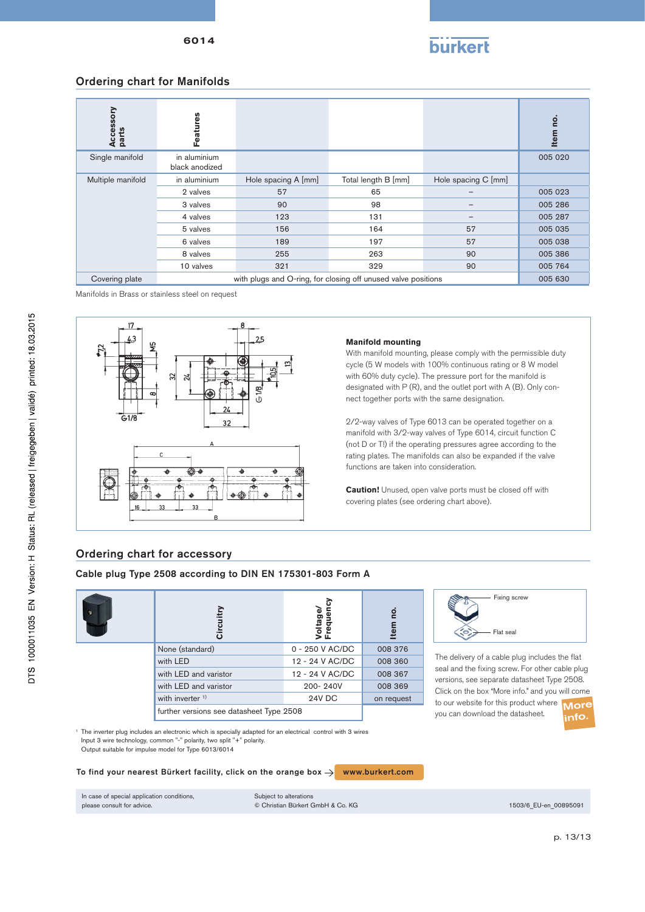## Ordering chart for Manifolds

| Accessory parts | Features | | | | Item no. |
|---|---|---|---|---|---|
| Single manifold | in aluminium black anodized | | | | 005 020 |
| Multiple manifold | in aluminium | Hole spacing A [mm] | Total length B [mm] | Hole spacing C [mm] | |
| | 2 valves | 57 | 65 | – | 005 023 |
| | 3 valves | 90 | 98 | – | 005 286 |
| | 4 valves | 123 | 131 | – | 005 287 |
| | 5 valves | 156 | 164 | 57 | 005 035 |
| | 6 valves | 189 | 197 | 57 | 005 038 |
| | 8 valves | 255 | 263 | 90 | 005 386 |
| | 10 valves | 321 | 329 | 90 | 005 764 |
| Covering plate | with plugs and O-ring, for closing off unused valve positions | | | | 005 630 |

Manifolds in Brass or stainless steel on request

17
4.3
7.2
M5
32
24
8
G1/8
8
2.5
10.5
13
G 1/8
24
32
A
C
16
33
33
B

**Manifold mounting**

With manifold mounting, please comply with the permissible duty cycle (5 W models with 100% continuous rating or 8 W model with 60% duty cycle). The pressure port for the manifold is designated with P (R), and the outlet port with A (B). Only connect together ports with the same designation.

2/2-way valves of Type 6013 can be operated together on a manifold with 3/2-way valves of Type 6014, circuit function C (not D or T!) if the operating pressures agree according to the rating plates. The manifolds can also be expanded if the valve functions are taken into consideration.

**Caution!** Unused, open valve ports must be closed off with covering plates (see ordering chart above).

## Ordering chart for accessory

### Cable plug Type 2508 according to DIN EN 175301-803 Form A

| Circuitry | Voltage/ Frequency | Item no. |
|---|---|---|
| None (standard) | 0 - 250 V AC/DC | 008 376 |
| with LED | 12 - 24 V AC/DC | 008 360 |
| with LED and varistor | 12 - 24 V AC/DC | 008 367 |
| with LED and varistor | 200- 240V | 008 369 |
| with inverter [1] | 24V DC | on request |
| further versions see datasheet Type 2508 | | |

Fixing screw
Flat seal

The delivery of a cable plug includes the flat seal and the fixing screw. For other cable plug versions, see separate datasheet Type 2508. Click on the box "More info." and you will come to our website for this product where you can download the datasheet.

More info.

[1] The inverter plug includes an electronic which is specially adapted for an electrical control with 3 wires
Input 3 wire technology, common "-" polarity, two split "+" polarity.
Output suitable for impulse model for Type 6013/6014

To find your nearest Bürkert facility, click on the orange box → **www.burkert.com**

In case of special application conditions, please consult for advice.

Subject to alterations
© Christian Bürkert GmbH & Co. KG

1503/6_EU-en_00895091